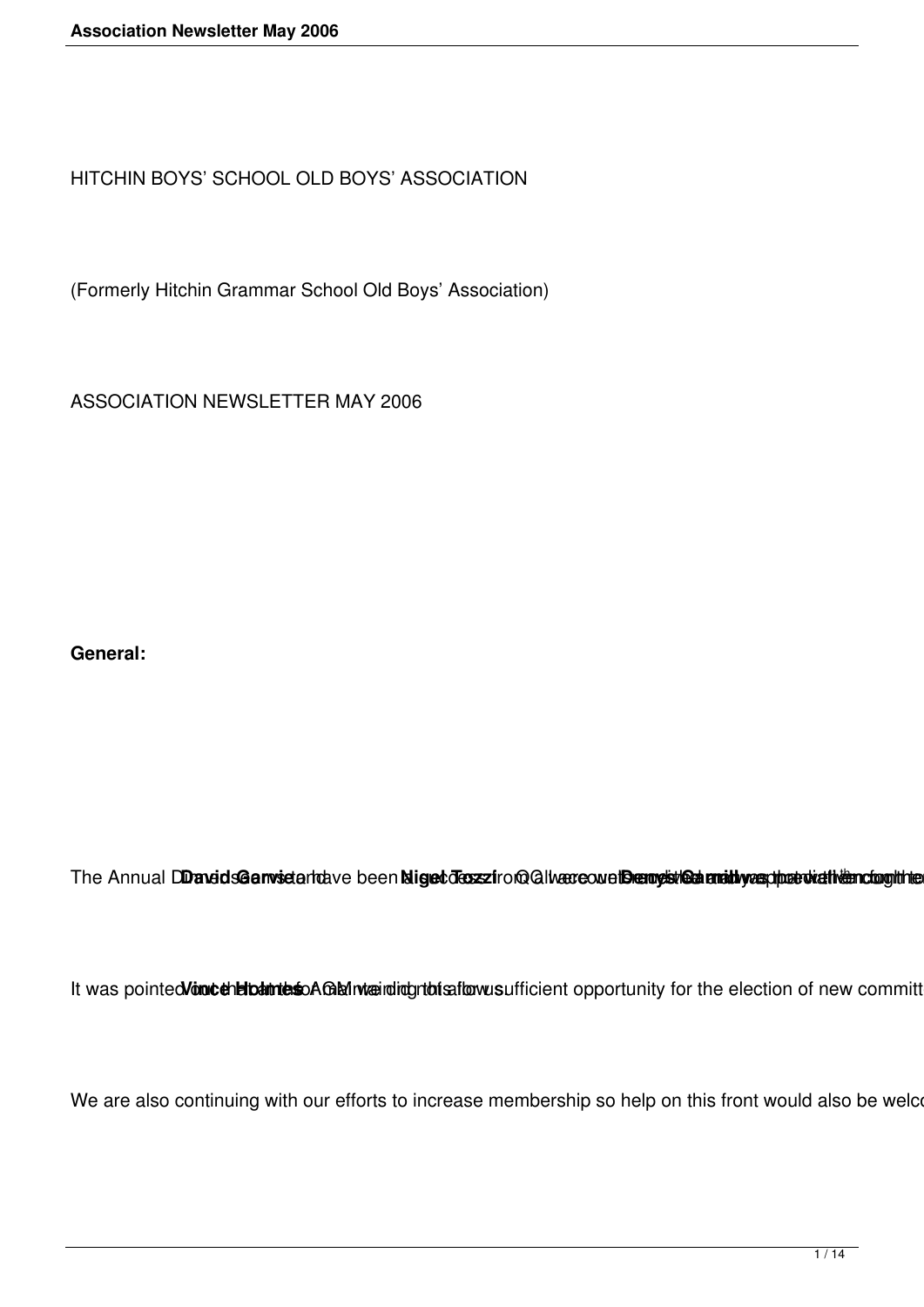HITCHIN BOYS' SCHOOL OLD BOYS' ASSOCIATION

(Formerly Hitchin Grammar School Old Boys' Association)

ASSOCIATION NEWSLETTER MAY 2006

**General:**

The Annual D **David Garside** ... have been ... **Nigel Tozzi** ... from all ... were well ... **Dennis** ...

It was pointed out that the ... **Vince Holmes** ... AGM ... did not allow sufficient opportunity for the election of new committ

We are also continuing with our efforts to increase membership so help on this front would also be welco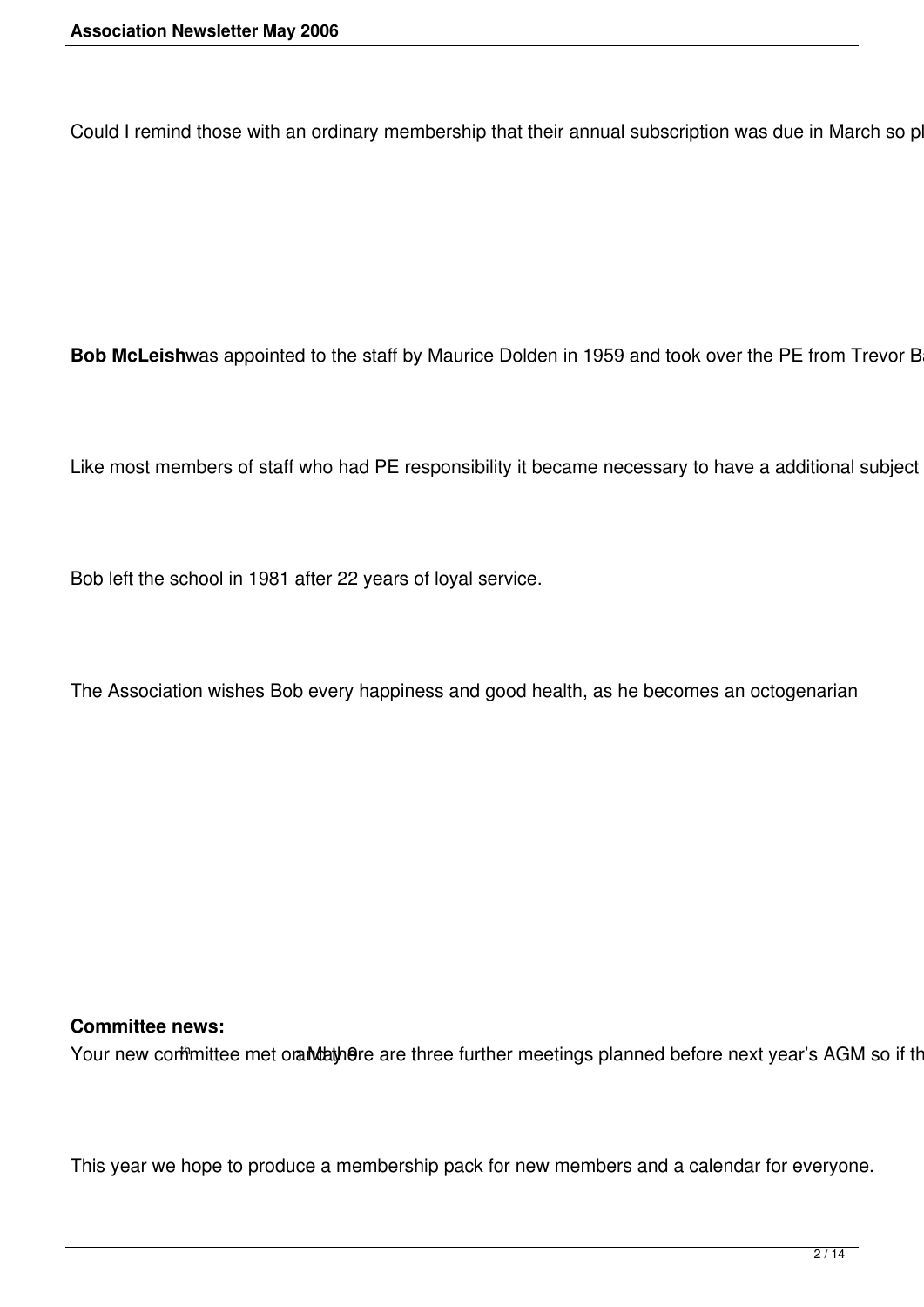Could I remind those with an ordinary membership that their annual subscription was due in March so pl

**Bob McLeish** was appointed to the staff by Maurice Dolden in 1959 and took over the PE from Trevor B

Like most members of staff who had PE responsibility it became necessary to have a additional subject

Bob left the school in 1981 after 22 years of loyal service.

The Association wishes Bob every happiness and good health, as he becomes an octogenarian

**Committee news:**
Your new committee met on May 9th and there are three further meetings planned before next year's AGM so if th

This year we hope to produce a membership pack for new members and a calendar for everyone.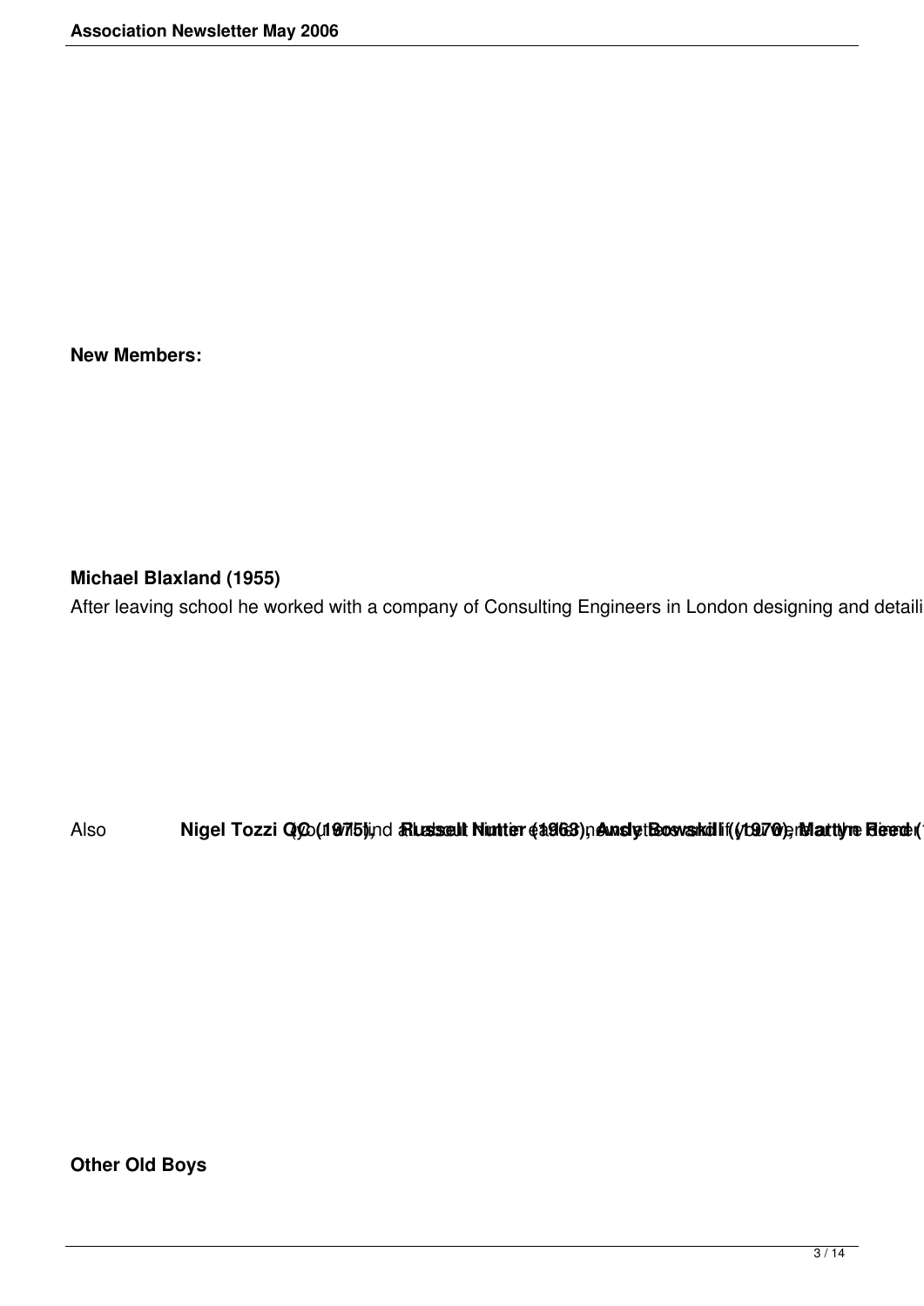**New Members:**

**Michael Blaxland (1955)**

After leaving school he worked with a company of Consulting Engineers in London designing and detaili

Also **Nigel Tozzi QC (1975), Russell Nutter (1963), Andy Bowskill (1970), Martyn Reed (**

**Other Old Boys**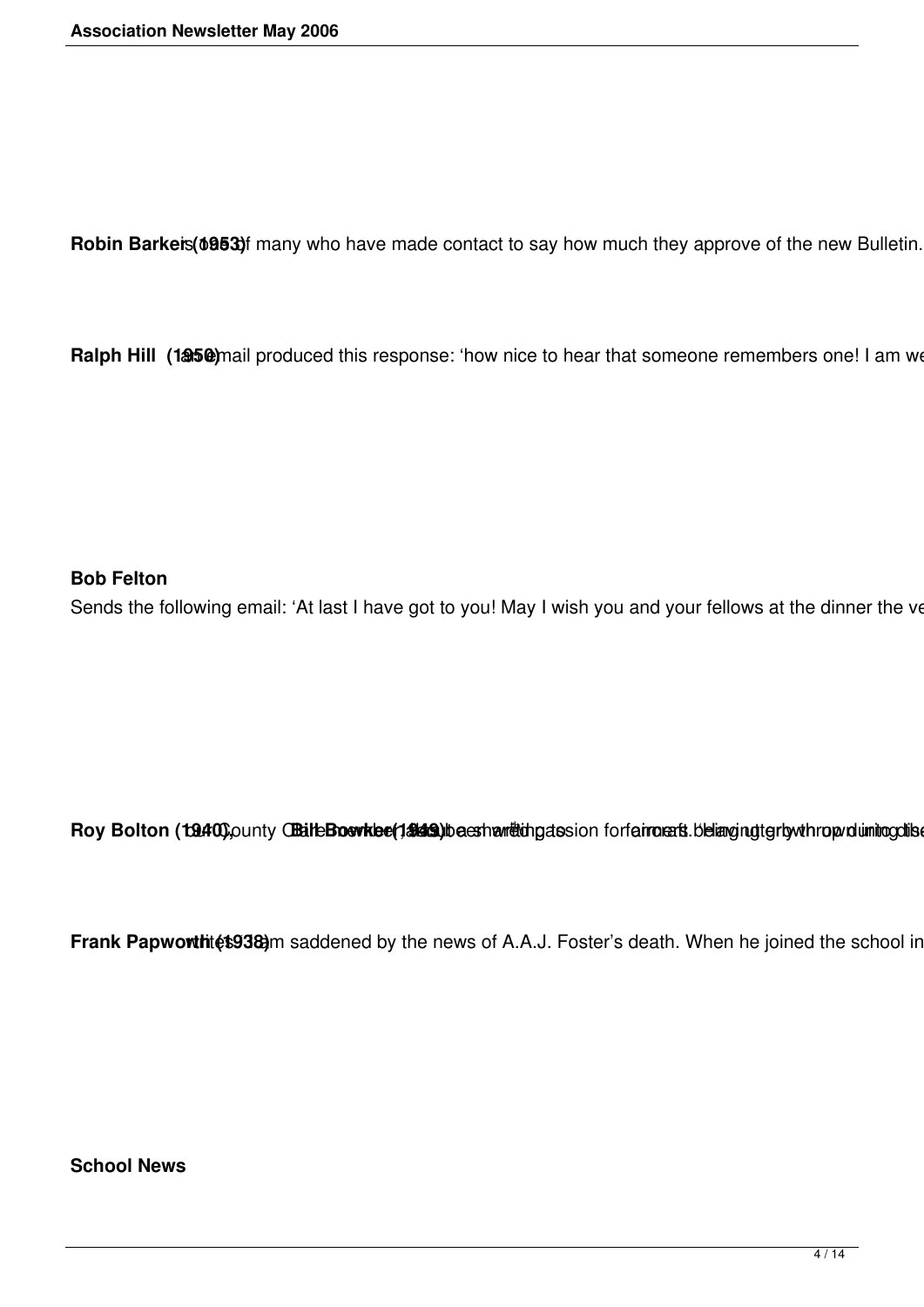**Robin Barker (1953)** is one of many who have made contact to say how much they approve of the new Bulletin.

**Ralph Hill (1950)** an email produced this response: 'how nice to hear that someone remembers one! I am we

**Bob Felton**

Sends the following email: 'At last I have got to you! May I wish you and your fellows at the dinner the ve

**Roy Bolton (1940),** County C **Bill Bowker (1949)** been writing to share his passion for aircraft. Having grown up during the

**Frank Papworth (1938)** writes: 'I am saddened by the news of A.A.J. Foster's death. When he joined the school in

**School News**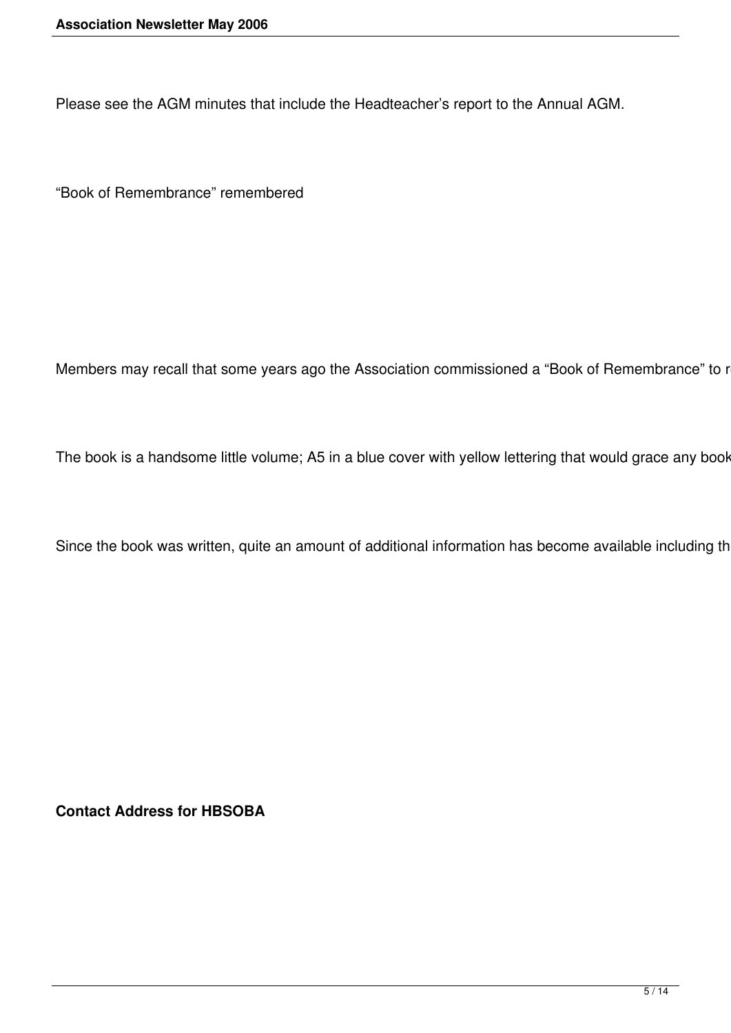Please see the AGM minutes that include the Headteacher's report to the Annual AGM.

"Book of Remembrance" remembered

Members may recall that some years ago the Association commissioned a "Book of Remembrance" to r

The book is a handsome little volume; A5 in a blue cover with yellow lettering that would grace any book

Since the book was written, quite an amount of additional information has become available including th

**Contact Address for HBSOBA**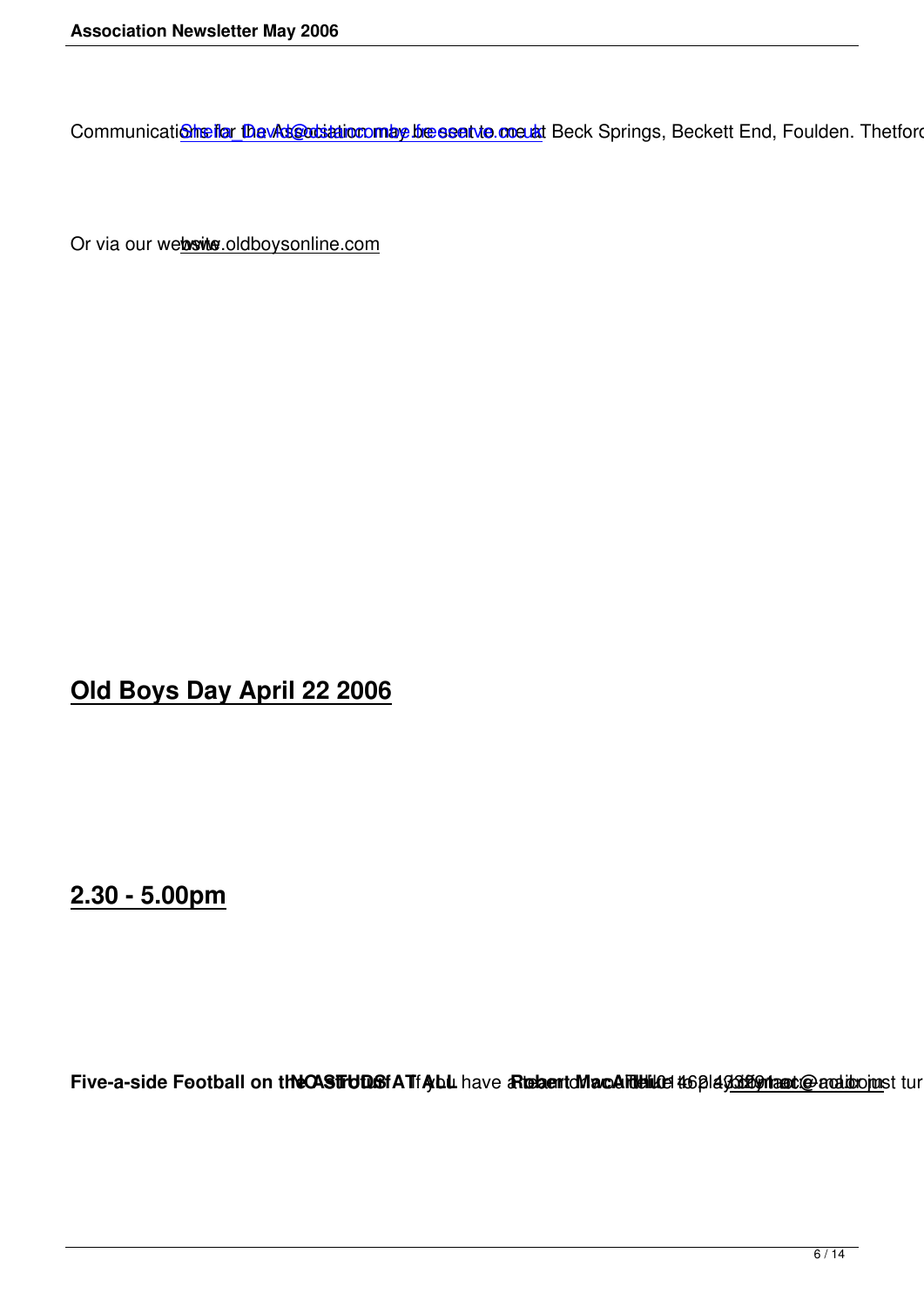Communications for the Association may be sent to me at Sheila_Davis@ntlworld.com or at Beck Springs, Beckett End, Foulden. Thetford

Or via our website www.oldboysonline.com

## Old Boys Day April 22 2006

## 2.30 - 5.00pm

**Five-a-side Football on the Astroturf NO STUDS AT ALL** If you have a team and would like to play contact **Robert MacArthur** Tel: 01462 432891 or robmac@aol.com or just turn up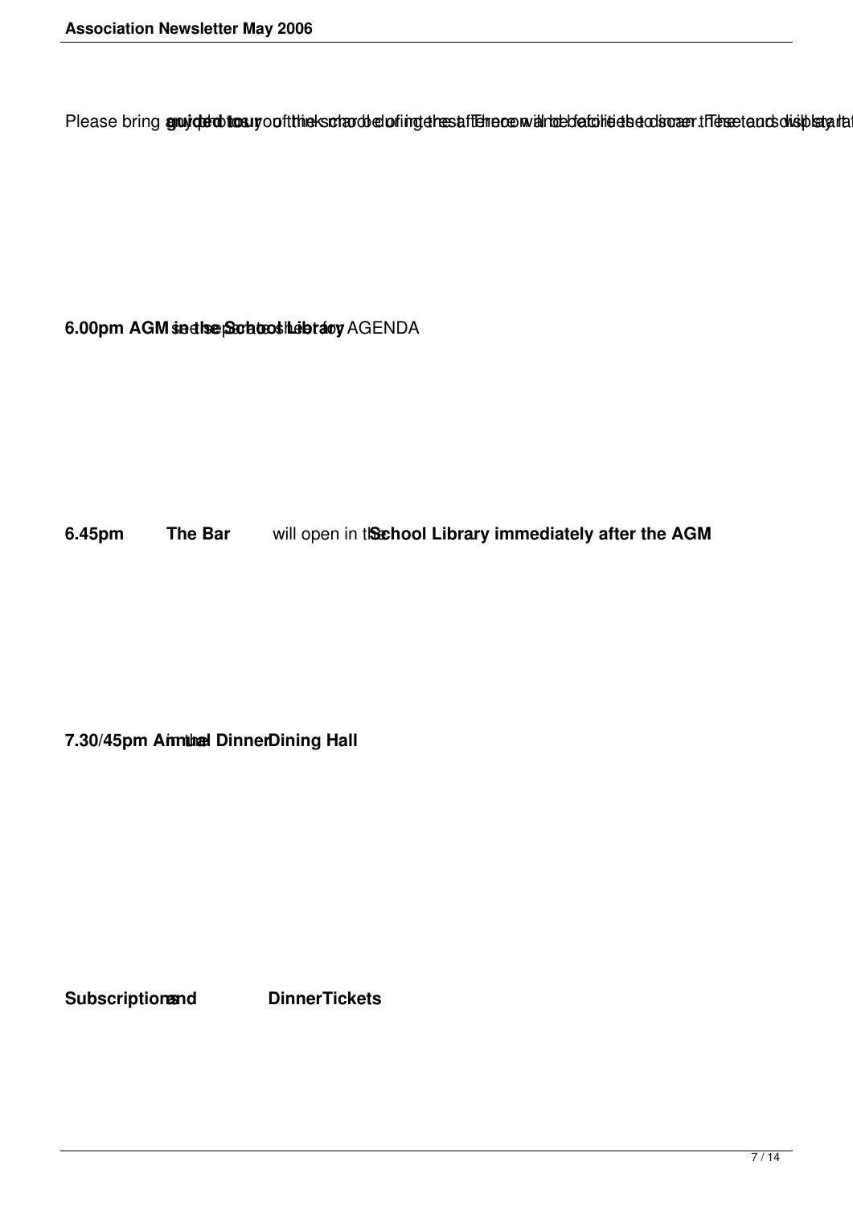Please bring **guided tour** of the school during the afternoon. There will be facilities to display

**6.00pm AGM in the School Library** see separate sheet for AGENDA

**6.45pm The Bar** will open in the **School Library immediately after the AGM**

**7.30/45pm Annual Dinner** in the **Dining Hall**

**Subscriptions and Dinner Tickets**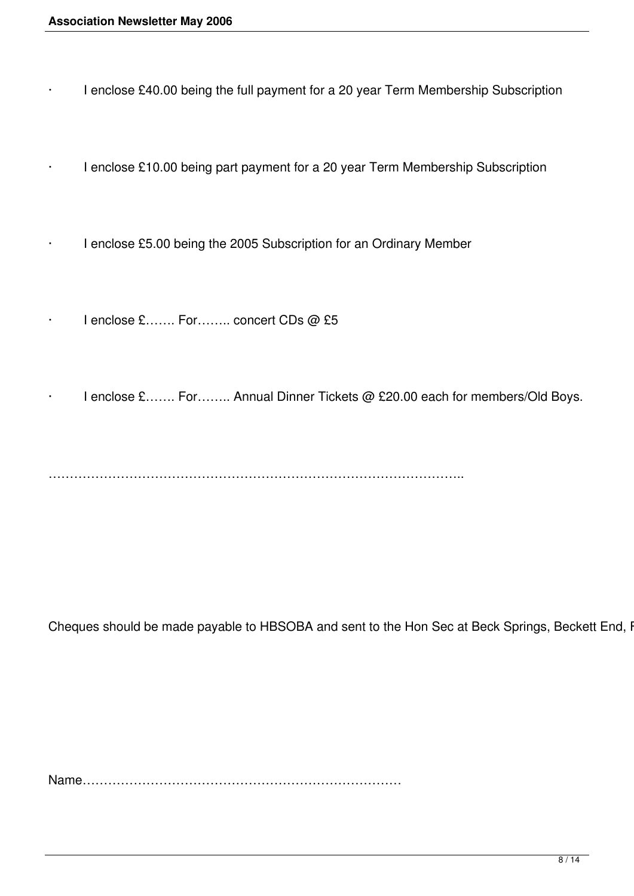- I enclose £40.00 being the full payment for a 20 year Term Membership Subscription

- I enclose £10.00 being part payment for a 20 year Term Membership Subscription

- I enclose £5.00 being the 2005 Subscription for an Ordinary Member

- I enclose £……. For…….. concert CDs @ £5

- I enclose £……. For…….. Annual Dinner Tickets @ £20.00 each for members/Old Boys.

………………………………………………………………………………………..

Cheques should be made payable to HBSOBA and sent to the Hon Sec at Beck Springs, Beckett End, F

Name…………………………………………………………………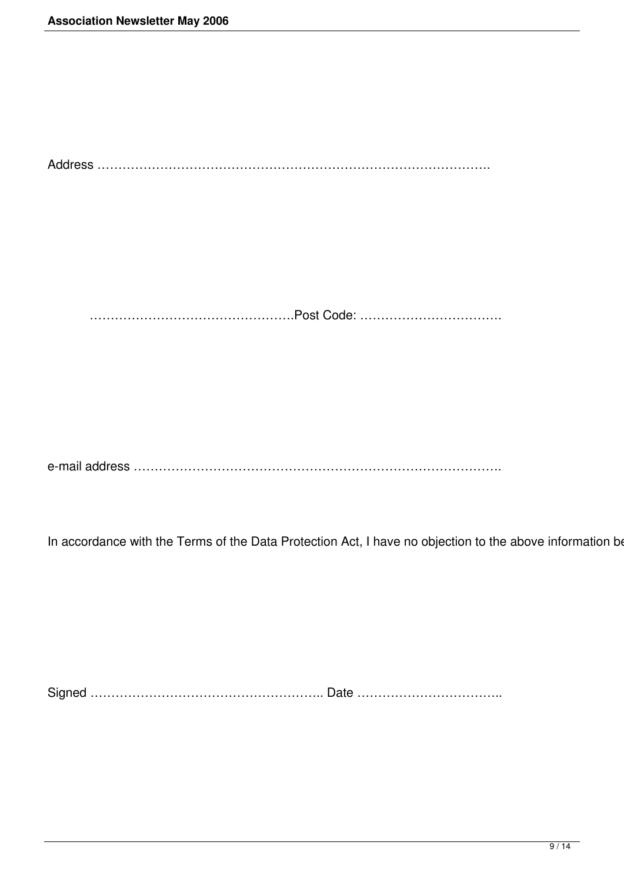Address ……………………………………………………………………………….

………………………………………….Post Code: …………………………….

e-mail address ……………………………………………………………………….

In accordance with the Terms of the Data Protection Act, I have no objection to the above information be

Signed ……………………………………………….. Date ……………………………..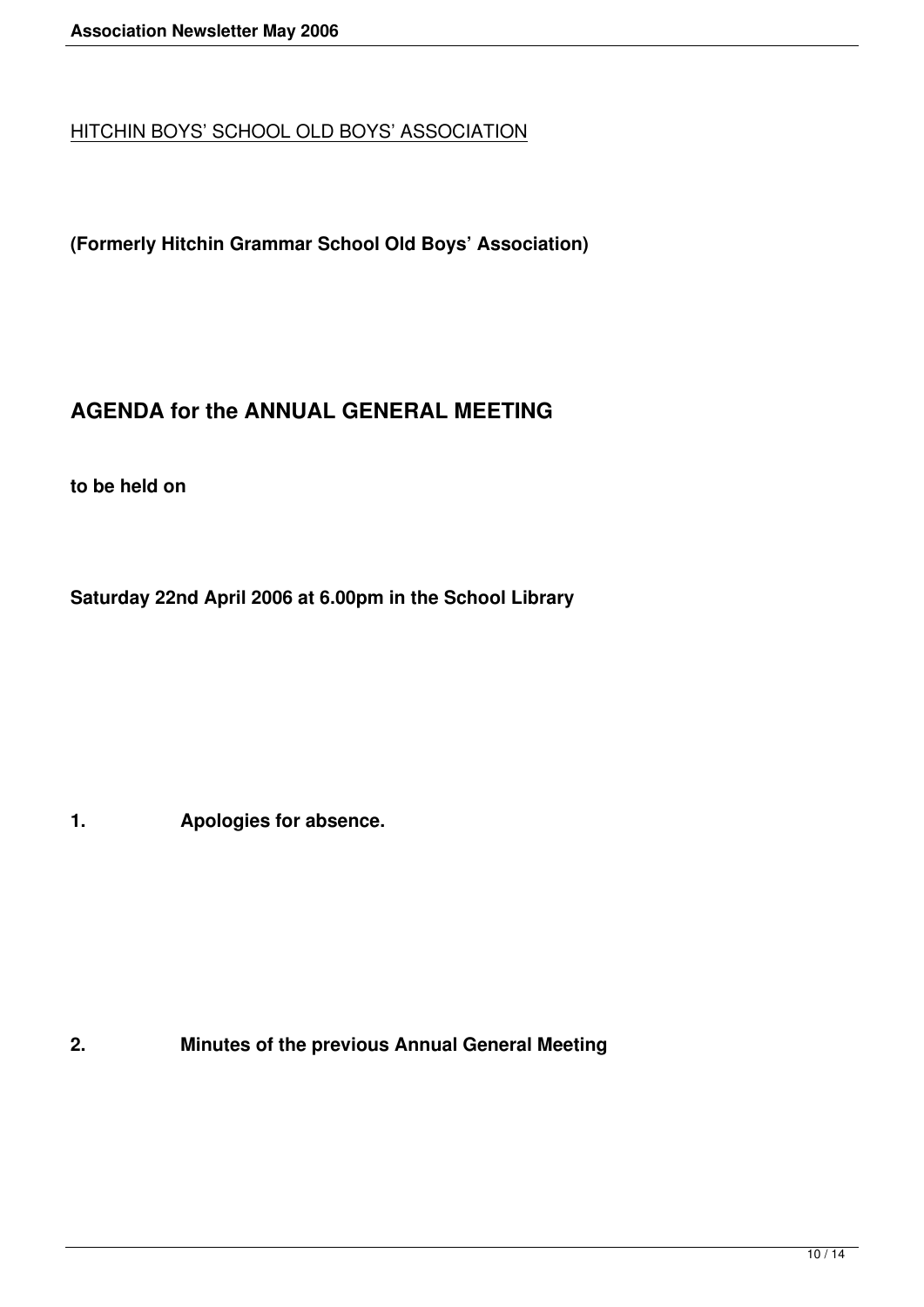HITCHIN BOYS' SCHOOL OLD BOYS' ASSOCIATION

**(Formerly Hitchin Grammar School Old Boys' Association)**

## AGENDA for the ANNUAL GENERAL MEETING

**to be held on**

**Saturday 22nd April 2006 at 6.00pm in the School Library**

**1. Apologies for absence.**

**2. Minutes of the previous Annual General Meeting**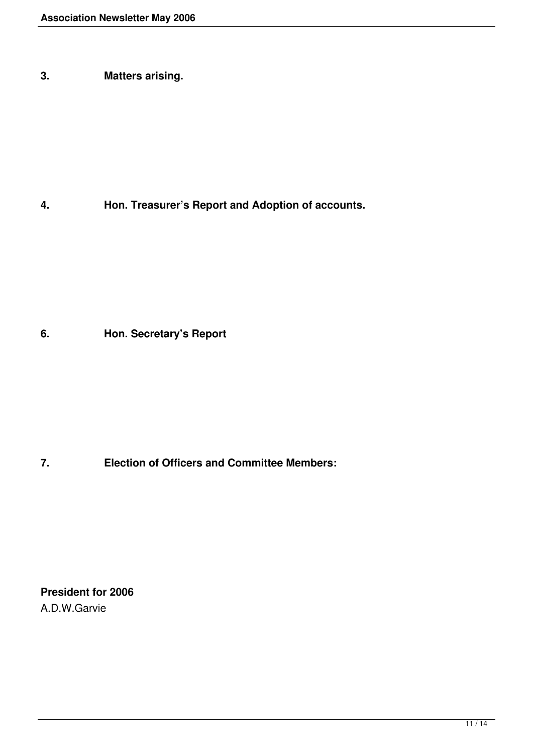**3. Matters arising.**

**4. Hon. Treasurer's Report and Adoption of accounts.**

**6. Hon. Secretary's Report**

**7. Election of Officers and Committee Members:**

**President for 2006**

A.D.W.Garvie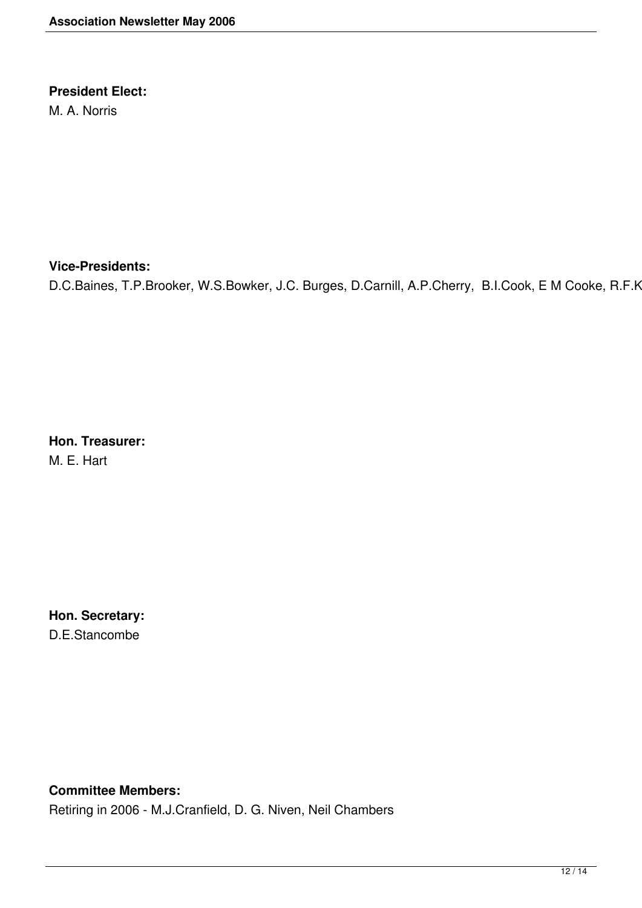**President Elect:**
M. A. Norris

**Vice-Presidents:**
D.C.Baines, T.P.Brooker, W.S.Bowker, J.C. Burges, D.Carnill, A.P.Cherry, B.I.Cook, E M Cooke, R.F.K

**Hon. Treasurer:**
M. E. Hart

**Hon. Secretary:**
D.E.Stancombe

**Committee Members:**
Retiring in 2006 - M.J.Cranfield, D. G. Niven, Neil Chambers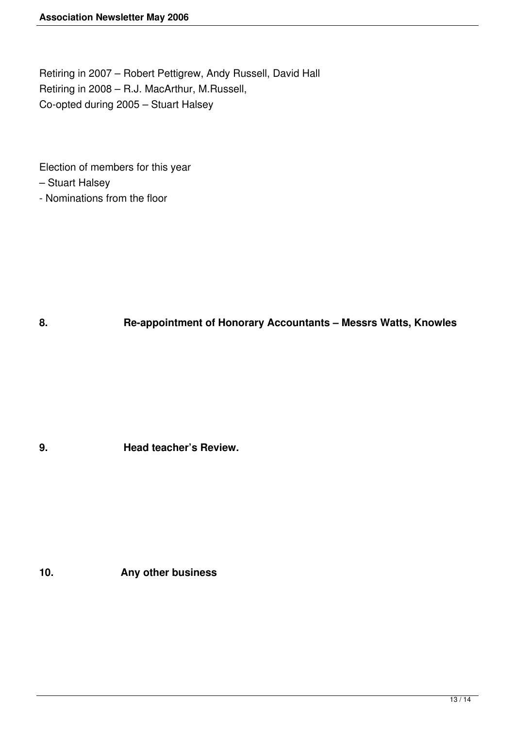Retiring in 2007 – Robert Pettigrew, Andy Russell, David Hall
Retiring in 2008 – R.J. MacArthur, M.Russell,
Co-opted during 2005 – Stuart Halsey

Election of members for this year
– Stuart Halsey
- Nominations from the floor

**8. Re-appointment of Honorary Accountants – Messrs Watts, Knowles**

**9. Head teacher's Review.**

**10. Any other business**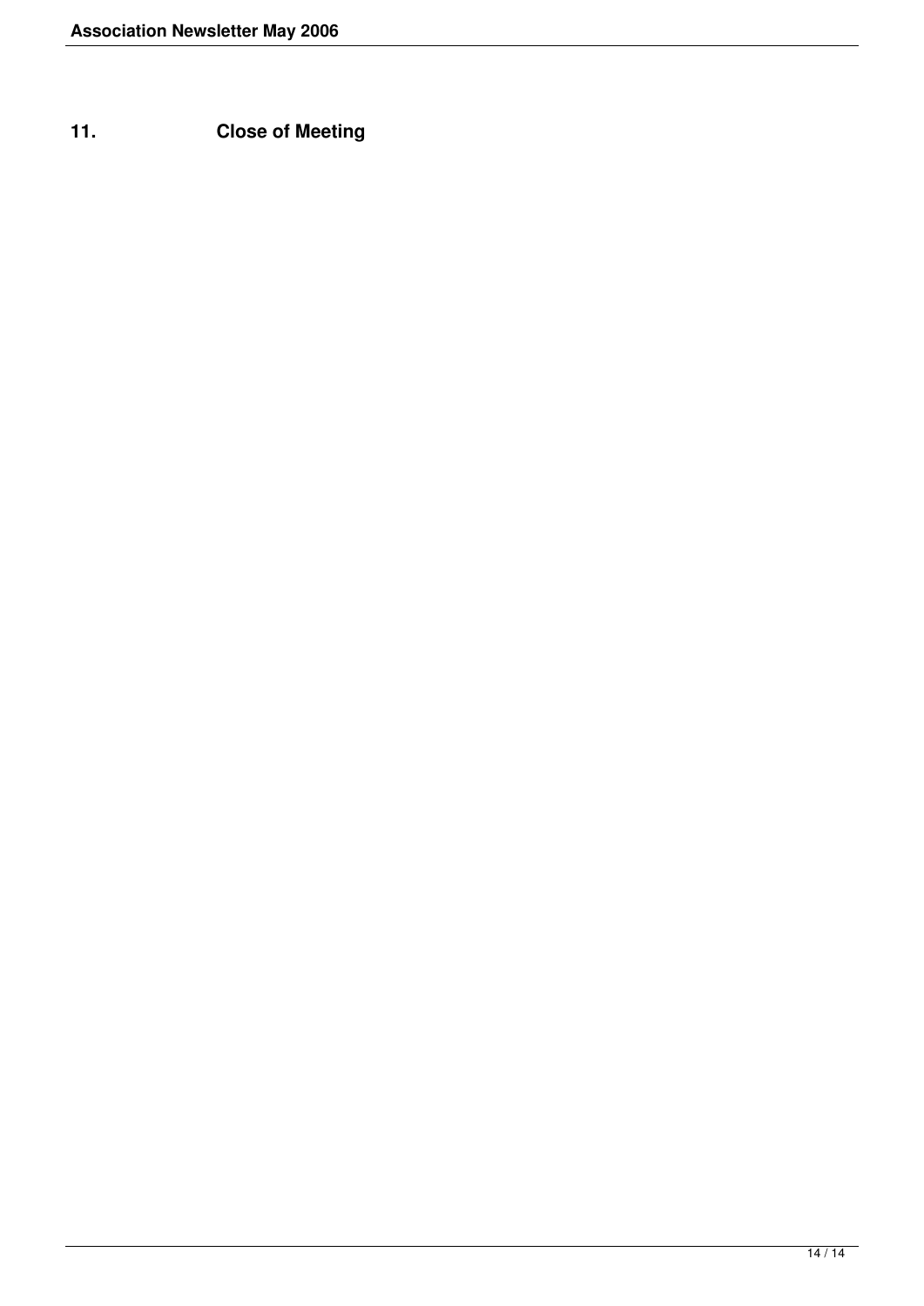## 11. Close of Meeting